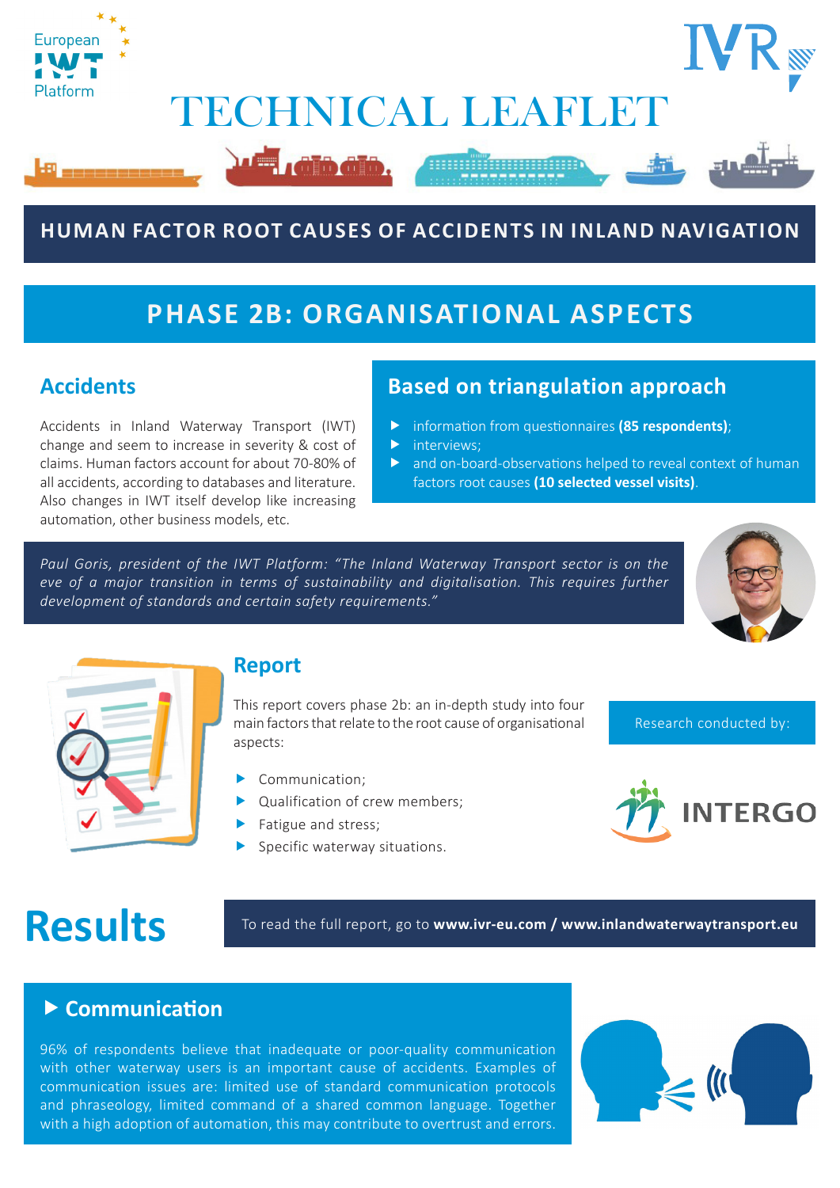# TECHNICAL LEAFLET

## HUMAN FACTOR ROOT CAUSES OF ACCIDENTS IN INLAND NAVIGATION

## PHASE 2B: ORGANISATIONAL ASPECTS

### Accidents

Accidents in Inland Waterway Transport (IWT) change and seem to increase in severity & cost of claims. Human factors account for about 70-80% of all accidents, according to databases and literature. Also changes in IWT itself develop like increasing automation, other business models, etc.

### Based on triangulation approach

- information from questionnaires **(85 respondents)**;
- interviews;
- and on-board-observations helped to reveal context of human factors root causes **(10 selected vessel visits)**.

*Paul Goris, president of the IWT Platform: "The Inland Waterway Transport sector is on the eve of a major transition in terms of sustainability and digitalisation. This requires further development of standards and certain safety requirements."*

### Report

This report covers phase 2b: an in-depth study into four main factors that relate to the root cause of organisational aspects:

- Communication;
- Qualification of crew members;
- Fatigue and stress;
- Specific waterway situations.

Research conducted by: INTERGO

# Results

To read the full report, go to **www.ivr-eu.com / www.inlandwaterwaytransport.eu**

### Communication

96% of respondents believe that inadequate or poor-quality communication with other waterway users is an important cause of accidents. Examples of communication issues are: limited use of standard communication protocols and phraseology, limited command of a shared common language. Together with a high adoption of automation, this may contribute to overtrust and errors.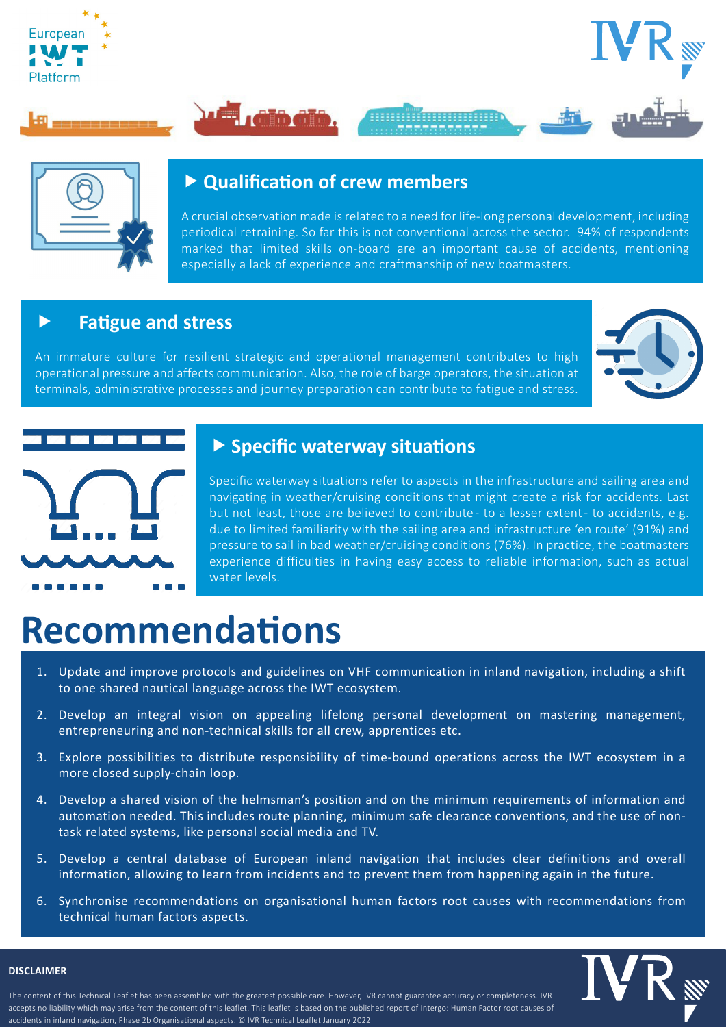European IWT Platform

IVR

## Qualification of crew members

A crucial observation made is related to a need for life-long personal development, including periodical retraining. So far this is not conventional across the sector. 94% of respondents marked that limited skills on-board are an important cause of accidents, mentioning especially a lack of experience and craftmanship of new boatmasters.

## Fatigue and stress

An immature culture for resilient strategic and operational management contributes to high operational pressure and affects communication. Also, the role of barge operators, the situation at terminals, administrative processes and journey preparation can contribute to fatigue and stress.

## Specific waterway situations

Specific waterway situations refer to aspects in the infrastructure and sailing area and navigating in weather/cruising conditions that might create a risk for accidents. Last but not least, those are believed to contribute - to a lesser extent - to accidents, e.g. due to limited familiarity with the sailing area and infrastructure 'en route' (91%) and pressure to sail in bad weather/cruising conditions (76%). In practice, the boatmasters experience difficulties in having easy access to reliable information, such as actual water levels.

# Recommendations

1. Update and improve protocols and guidelines on VHF communication in inland navigation, including a shift to one shared nautical language across the IWT ecosystem.
2. Develop an integral vision on appealing lifelong personal development on mastering management, entrepreneuring and non-technical skills for all crew, apprentices etc.
3. Explore possibilities to distribute responsibility of time-bound operations across the IWT ecosystem in a more closed supply-chain loop.
4. Develop a shared vision of the helmsman's position and on the minimum requirements of information and automation needed. This includes route planning, minimum safe clearance conventions, and the use of non-task related systems, like personal social media and TV.
5. Develop a central database of European inland navigation that includes clear definitions and overall information, allowing to learn from incidents and to prevent them from happening again in the future.
6. Synchronise recommendations on organisational human factors root causes with recommendations from technical human factors aspects.

**DISCLAIMER**

The content of this Technical Leaflet has been assembled with the greatest possible care. However, IVR cannot guarantee accuracy or completeness. IVR accepts no liability which may arise from the content of this leaflet. This leaflet is based on the published report of Intergo: Human Factor root causes of accidents in inland navigation, Phase 2b Organisational aspects. © IVR Technical Leaflet January 2022

IVR